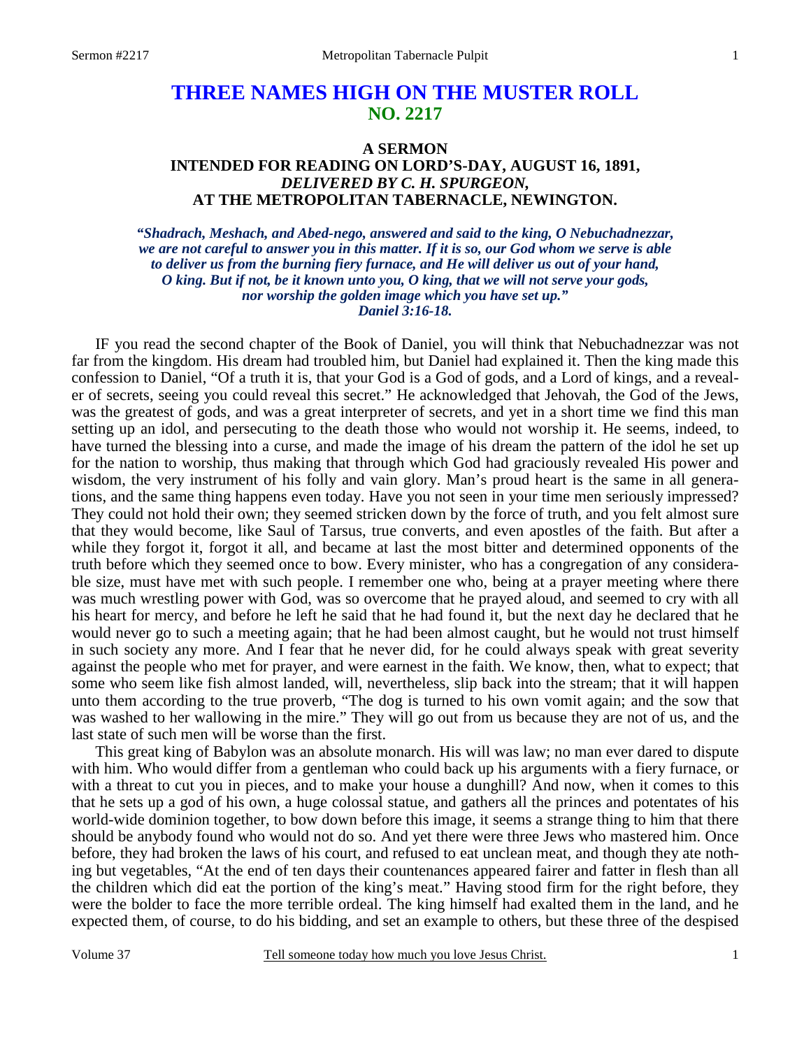# THREE NAMES HIGH ON THE MUSTER ROLL
## NO. 2217

### A SERMON
### INTENDED FOR READING ON LORD'S-DAY, AUGUST 16, 1891,
### *DELIVERED BY C. H. SPURGEON,*
### AT THE METROPOLITAN TABERNACLE, NEWINGTON.

***"Shadrach, Meshach, and Abed-nego, answered and said to the king, O Nebuchadnezzar, we are not careful to answer you in this matter. If it is so, our God whom we serve is able to deliver us from the burning fiery furnace, and He will deliver us out of your hand, O king. But if not, be it known unto you, O king, that we will not serve your gods, nor worship the golden image which you have set up." Daniel 3:16-18.***

IF you read the second chapter of the Book of Daniel, you will think that Nebuchadnezzar was not far from the kingdom. His dream had troubled him, but Daniel had explained it. Then the king made this confession to Daniel, "Of a truth it is, that your God is a God of gods, and a Lord of kings, and a revealer of secrets, seeing you could reveal this secret." He acknowledged that Jehovah, the God of the Jews, was the greatest of gods, and was a great interpreter of secrets, and yet in a short time we find this man setting up an idol, and persecuting to the death those who would not worship it. He seems, indeed, to have turned the blessing into a curse, and made the image of his dream the pattern of the idol he set up for the nation to worship, thus making that through which God had graciously revealed His power and wisdom, the very instrument of his folly and vain glory. Man's proud heart is the same in all generations, and the same thing happens even today. Have you not seen in your time men seriously impressed? They could not hold their own; they seemed stricken down by the force of truth, and you felt almost sure that they would become, like Saul of Tarsus, true converts, and even apostles of the faith. But after a while they forgot it, forgot it all, and became at last the most bitter and determined opponents of the truth before which they seemed once to bow. Every minister, who has a congregation of any considerable size, must have met with such people. I remember one who, being at a prayer meeting where there was much wrestling power with God, was so overcome that he prayed aloud, and seemed to cry with all his heart for mercy, and before he left he said that he had found it, but the next day he declared that he would never go to such a meeting again; that he had been almost caught, but he would not trust himself in such society any more. And I fear that he never did, for he could always speak with great severity against the people who met for prayer, and were earnest in the faith. We know, then, what to expect; that some who seem like fish almost landed, will, nevertheless, slip back into the stream; that it will happen unto them according to the true proverb, "The dog is turned to his own vomit again; and the sow that was washed to her wallowing in the mire." They will go out from us because they are not of us, and the last state of such men will be worse than the first.

This great king of Babylon was an absolute monarch. His will was law; no man ever dared to dispute with him. Who would differ from a gentleman who could back up his arguments with a fiery furnace, or with a threat to cut you in pieces, and to make your house a dunghill? And now, when it comes to this that he sets up a god of his own, a huge colossal statue, and gathers all the princes and potentates of his world-wide dominion together, to bow down before this image, it seems a strange thing to him that there should be anybody found who would not do so. And yet there were three Jews who mastered him. Once before, they had broken the laws of his court, and refused to eat unclean meat, and though they ate nothing but vegetables, "At the end of ten days their countenances appeared fairer and fatter in flesh than all the children which did eat the portion of the king's meat." Having stood firm for the right before, they were the bolder to face the more terrible ordeal. The king himself had exalted them in the land, and he expected them, of course, to do his bidding, and set an example to others, but these three of the despised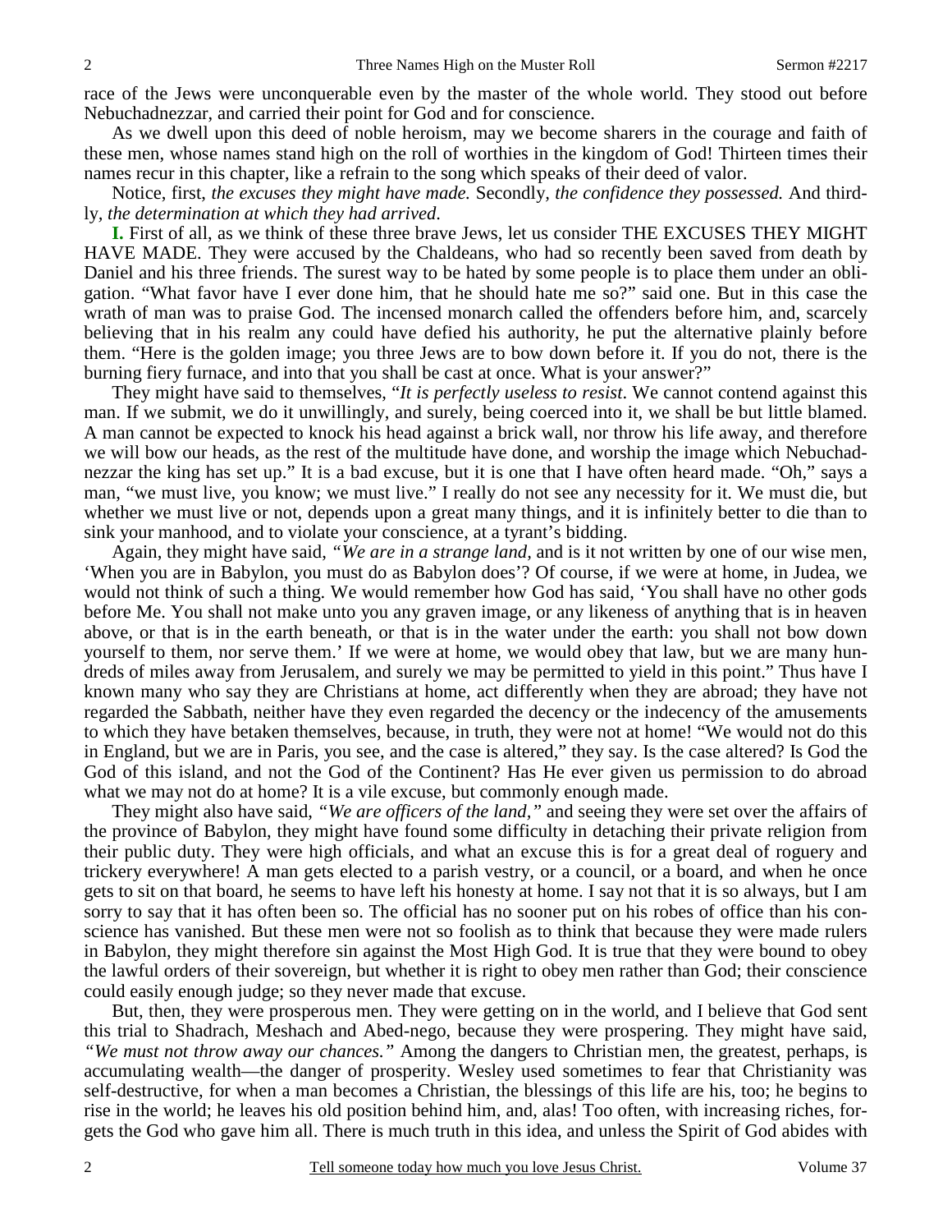race of the Jews were unconquerable even by the master of the whole world. They stood out before Nebuchadnezzar, and carried their point for God and for conscience.

As we dwell upon this deed of noble heroism, may we become sharers in the courage and faith of these men, whose names stand high on the roll of worthies in the kingdom of God! Thirteen times their names recur in this chapter, like a refrain to the song which speaks of their deed of valor.

Notice, first, *the excuses they might have made.* Secondly, *the confidence they possessed.* And thirdly, *the determination at which they had arrived*.

**I.** First of all, as we think of these three brave Jews, let us consider THE EXCUSES THEY MIGHT HAVE MADE. They were accused by the Chaldeans, who had so recently been saved from death by Daniel and his three friends. The surest way to be hated by some people is to place them under an obligation. "What favor have I ever done him, that he should hate me so?" said one. But in this case the wrath of man was to praise God. The incensed monarch called the offenders before him, and, scarcely believing that in his realm any could have defied his authority, he put the alternative plainly before them. "Here is the golden image; you three Jews are to bow down before it. If you do not, there is the burning fiery furnace, and into that you shall be cast at once. What is your answer?"

They might have said to themselves, "*It is perfectly useless to resist.* We cannot contend against this man. If we submit, we do it unwillingly, and surely, being coerced into it, we shall be but little blamed. A man cannot be expected to knock his head against a brick wall, nor throw his life away, and therefore we will bow our heads, as the rest of the multitude have done, and worship the image which Nebuchadnezzar the king has set up." It is a bad excuse, but it is one that I have often heard made. "Oh," says a man, "we must live, you know; we must live." I really do not see any necessity for it. We must die, but whether we must live or not, depends upon a great many things, and it is infinitely better to die than to sink your manhood, and to violate your conscience, at a tyrant's bidding.

Again, they might have said, *"We are in a strange land,* and is it not written by one of our wise men, 'When you are in Babylon, you must do as Babylon does'? Of course, if we were at home, in Judea, we would not think of such a thing. We would remember how God has said, 'You shall have no other gods before Me. You shall not make unto you any graven image, or any likeness of anything that is in heaven above, or that is in the earth beneath, or that is in the water under the earth: you shall not bow down yourself to them, nor serve them.' If we were at home, we would obey that law, but we are many hundreds of miles away from Jerusalem, and surely we may be permitted to yield in this point." Thus have I known many who say they are Christians at home, act differently when they are abroad; they have not regarded the Sabbath, neither have they even regarded the decency or the indecency of the amusements to which they have betaken themselves, because, in truth, they were not at home! "We would not do this in England, but we are in Paris, you see, and the case is altered," they say. Is the case altered? Is God the God of this island, and not the God of the Continent? Has He ever given us permission to do abroad what we may not do at home? It is a vile excuse, but commonly enough made.

They might also have said, *"We are officers of the land,"* and seeing they were set over the affairs of the province of Babylon, they might have found some difficulty in detaching their private religion from their public duty. They were high officials, and what an excuse this is for a great deal of roguery and trickery everywhere! A man gets elected to a parish vestry, or a council, or a board, and when he once gets to sit on that board, he seems to have left his honesty at home. I say not that it is so always, but I am sorry to say that it has often been so. The official has no sooner put on his robes of office than his conscience has vanished. But these men were not so foolish as to think that because they were made rulers in Babylon, they might therefore sin against the Most High God. It is true that they were bound to obey the lawful orders of their sovereign, but whether it is right to obey men rather than God; their conscience could easily enough judge; so they never made that excuse.

But, then, they were prosperous men. They were getting on in the world, and I believe that God sent this trial to Shadrach, Meshach and Abed-nego, because they were prospering. They might have said, *"We must not throw away our chances."* Among the dangers to Christian men, the greatest, perhaps, is accumulating wealth—the danger of prosperity. Wesley used sometimes to fear that Christianity was self-destructive, for when a man becomes a Christian, the blessings of this life are his, too; he begins to rise in the world; he leaves his old position behind him, and, alas! Too often, with increasing riches, forgets the God who gave him all. There is much truth in this idea, and unless the Spirit of God abides with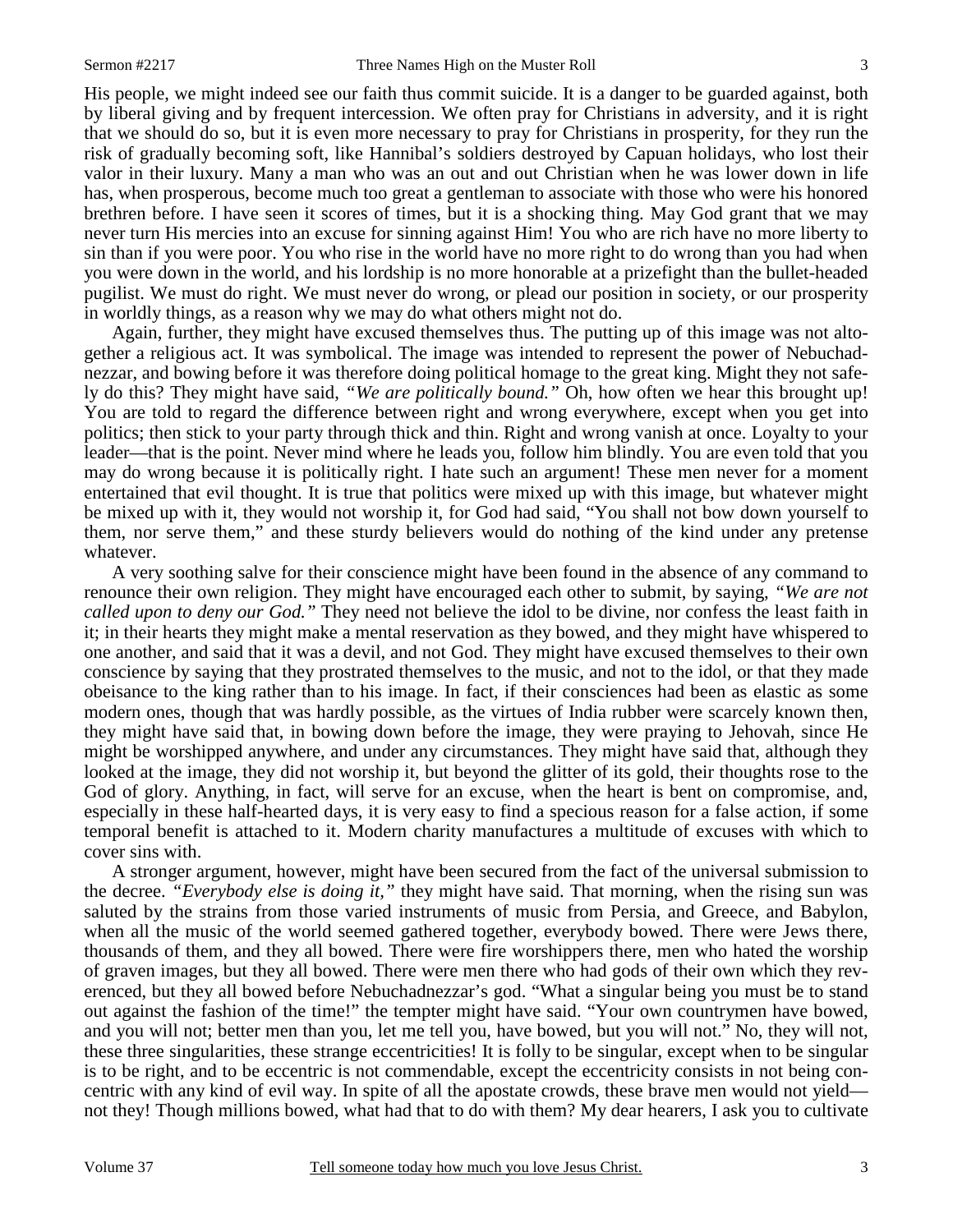His people, we might indeed see our faith thus commit suicide. It is a danger to be guarded against, both by liberal giving and by frequent intercession. We often pray for Christians in adversity, and it is right that we should do so, but it is even more necessary to pray for Christians in prosperity, for they run the risk of gradually becoming soft, like Hannibal's soldiers destroyed by Capuan holidays, who lost their valor in their luxury. Many a man who was an out and out Christian when he was lower down in life has, when prosperous, become much too great a gentleman to associate with those who were his honored brethren before. I have seen it scores of times, but it is a shocking thing. May God grant that we may never turn His mercies into an excuse for sinning against Him! You who are rich have no more liberty to sin than if you were poor. You who rise in the world have no more right to do wrong than you had when you were down in the world, and his lordship is no more honorable at a prizefight than the bullet-headed pugilist. We must do right. We must never do wrong, or plead our position in society, or our prosperity in worldly things, as a reason why we may do what others might not do.

Again, further, they might have excused themselves thus. The putting up of this image was not altogether a religious act. It was symbolical. The image was intended to represent the power of Nebuchadnezzar, and bowing before it was therefore doing political homage to the great king. Might they not safely do this? They might have said, *"We are politically bound."* Oh, how often we hear this brought up! You are told to regard the difference between right and wrong everywhere, except when you get into politics; then stick to your party through thick and thin. Right and wrong vanish at once. Loyalty to your leader—that is the point. Never mind where he leads you, follow him blindly. You are even told that you may do wrong because it is politically right. I hate such an argument! These men never for a moment entertained that evil thought. It is true that politics were mixed up with this image, but whatever might be mixed up with it, they would not worship it, for God had said, "You shall not bow down yourself to them, nor serve them," and these sturdy believers would do nothing of the kind under any pretense whatever.

A very soothing salve for their conscience might have been found in the absence of any command to renounce their own religion. They might have encouraged each other to submit, by saying, *"We are not called upon to deny our God."* They need not believe the idol to be divine, nor confess the least faith in it; in their hearts they might make a mental reservation as they bowed, and they might have whispered to one another, and said that it was a devil, and not God. They might have excused themselves to their own conscience by saying that they prostrated themselves to the music, and not to the idol, or that they made obeisance to the king rather than to his image. In fact, if their consciences had been as elastic as some modern ones, though that was hardly possible, as the virtues of India rubber were scarcely known then, they might have said that, in bowing down before the image, they were praying to Jehovah, since He might be worshipped anywhere, and under any circumstances. They might have said that, although they looked at the image, they did not worship it, but beyond the glitter of its gold, their thoughts rose to the God of glory. Anything, in fact, will serve for an excuse, when the heart is bent on compromise, and, especially in these half-hearted days, it is very easy to find a specious reason for a false action, if some temporal benefit is attached to it. Modern charity manufactures a multitude of excuses with which to cover sins with.

A stronger argument, however, might have been secured from the fact of the universal submission to the decree. *"Everybody else is doing it,"* they might have said. That morning, when the rising sun was saluted by the strains from those varied instruments of music from Persia, and Greece, and Babylon, when all the music of the world seemed gathered together, everybody bowed. There were Jews there, thousands of them, and they all bowed. There were fire worshippers there, men who hated the worship of graven images, but they all bowed. There were men there who had gods of their own which they reverenced, but they all bowed before Nebuchadnezzar's god. "What a singular being you must be to stand out against the fashion of the time!" the tempter might have said. "Your own countrymen have bowed, and you will not; better men than you, let me tell you, have bowed, but you will not." No, they will not, these three singularities, these strange eccentricities! It is folly to be singular, except when to be singular is to be right, and to be eccentric is not commendable, except the eccentricity consists in not being concentric with any kind of evil way. In spite of all the apostate crowds, these brave men would not yield—not they! Though millions bowed, what had that to do with them? My dear hearers, I ask you to cultivate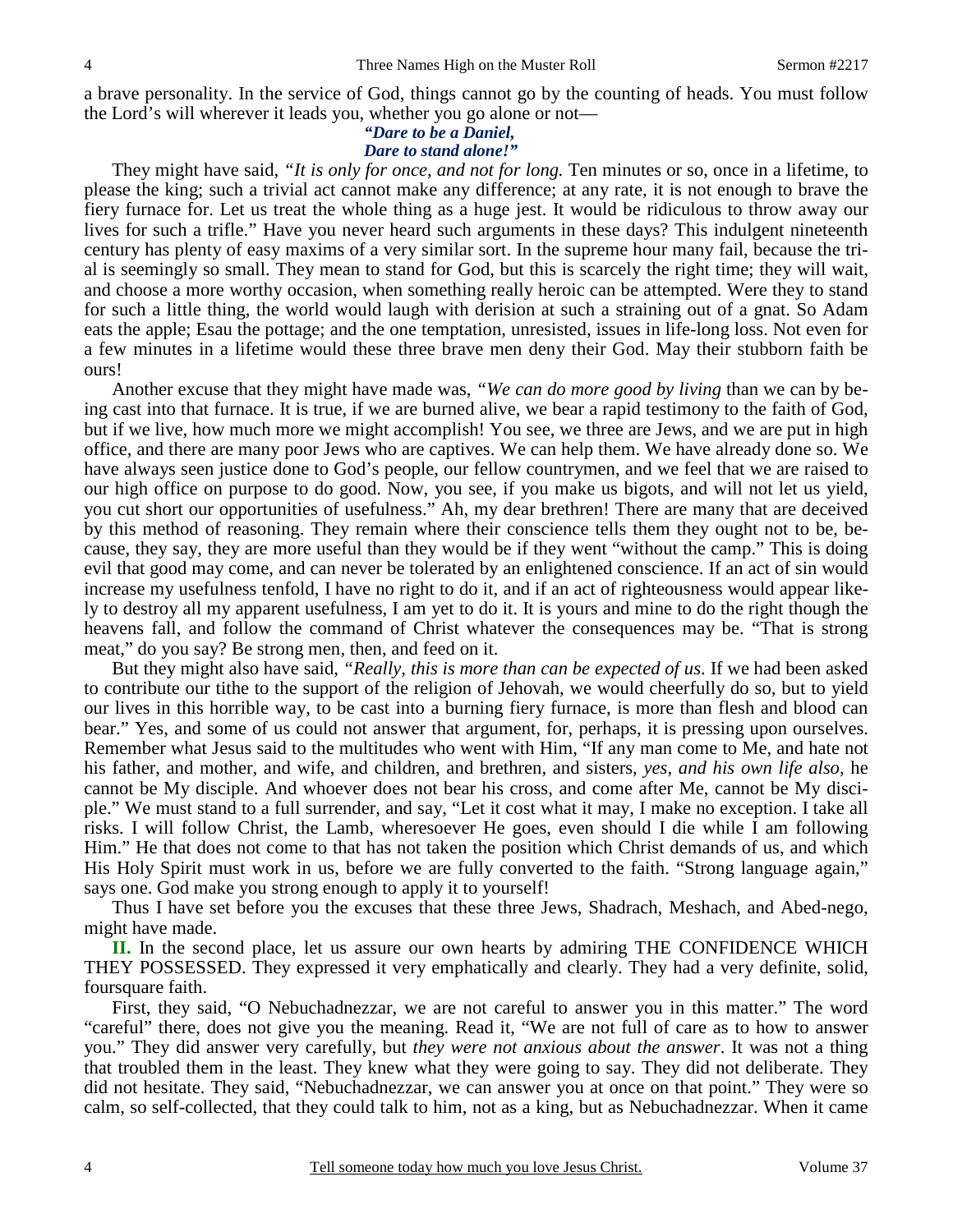a brave personality. In the service of God, things cannot go by the counting of heads. You must follow the Lord's will wherever it leads you, whether you go alone or not—

> ***"Dare to be a Daniel,***
> ***Dare to stand alone!"***

They might have said, *"It is only for once, and not for long.* Ten minutes or so, once in a lifetime, to please the king; such a trivial act cannot make any difference; at any rate, it is not enough to brave the fiery furnace for. Let us treat the whole thing as a huge jest. It would be ridiculous to throw away our lives for such a trifle." Have you never heard such arguments in these days? This indulgent nineteenth century has plenty of easy maxims of a very similar sort. In the supreme hour many fail, because the trial is seemingly so small. They mean to stand for God, but this is scarcely the right time; they will wait, and choose a more worthy occasion, when something really heroic can be attempted. Were they to stand for such a little thing, the world would laugh with derision at such a straining out of a gnat. So Adam eats the apple; Esau the pottage; and the one temptation, unresisted, issues in life-long loss. Not even for a few minutes in a lifetime would these three brave men deny their God. May their stubborn faith be ours!

Another excuse that they might have made was, *"We can do more good by living* than we can by being cast into that furnace. It is true, if we are burned alive, we bear a rapid testimony to the faith of God, but if we live, how much more we might accomplish! You see, we three are Jews, and we are put in high office, and there are many poor Jews who are captives. We can help them. We have already done so. We have always seen justice done to God's people, our fellow countrymen, and we feel that we are raised to our high office on purpose to do good. Now, you see, if you make us bigots, and will not let us yield, you cut short our opportunities of usefulness." Ah, my dear brethren! There are many that are deceived by this method of reasoning. They remain where their conscience tells them they ought not to be, because, they say, they are more useful than they would be if they went "without the camp." This is doing evil that good may come, and can never be tolerated by an enlightened conscience. If an act of sin would increase my usefulness tenfold, I have no right to do it, and if an act of righteousness would appear likely to destroy all my apparent usefulness, I am yet to do it. It is yours and mine to do the right though the heavens fall, and follow the command of Christ whatever the consequences may be. "That is strong meat," do you say? Be strong men, then, and feed on it.

But they might also have said, *"Really, this is more than can be expected of us*. If we had been asked to contribute our tithe to the support of the religion of Jehovah, we would cheerfully do so, but to yield our lives in this horrible way, to be cast into a burning fiery furnace, is more than flesh and blood can bear." Yes, and some of us could not answer that argument, for, perhaps, it is pressing upon ourselves. Remember what Jesus said to the multitudes who went with Him, "If any man come to Me, and hate not his father, and mother, and wife, and children, and brethren, and sisters, *yes, and his own life also,* he cannot be My disciple. And whoever does not bear his cross, and come after Me, cannot be My disciple." We must stand to a full surrender, and say, "Let it cost what it may, I make no exception. I take all risks. I will follow Christ, the Lamb, wheresoever He goes, even should I die while I am following Him." He that does not come to that has not taken the position which Christ demands of us, and which His Holy Spirit must work in us, before we are fully converted to the faith. "Strong language again," says one. God make you strong enough to apply it to yourself!

Thus I have set before you the excuses that these three Jews, Shadrach, Meshach, and Abed-nego, might have made.

**II.** In the second place, let us assure our own hearts by admiring THE CONFIDENCE WHICH THEY POSSESSED. They expressed it very emphatically and clearly. They had a very definite, solid, foursquare faith.

First, they said, "O Nebuchadnezzar, we are not careful to answer you in this matter." The word "careful" there, does not give you the meaning. Read it, "We are not full of care as to how to answer you." They did answer very carefully, but *they were not anxious about the answer*. It was not a thing that troubled them in the least. They knew what they were going to say. They did not deliberate. They did not hesitate. They said, "Nebuchadnezzar, we can answer you at once on that point." They were so calm, so self-collected, that they could talk to him, not as a king, but as Nebuchadnezzar. When it came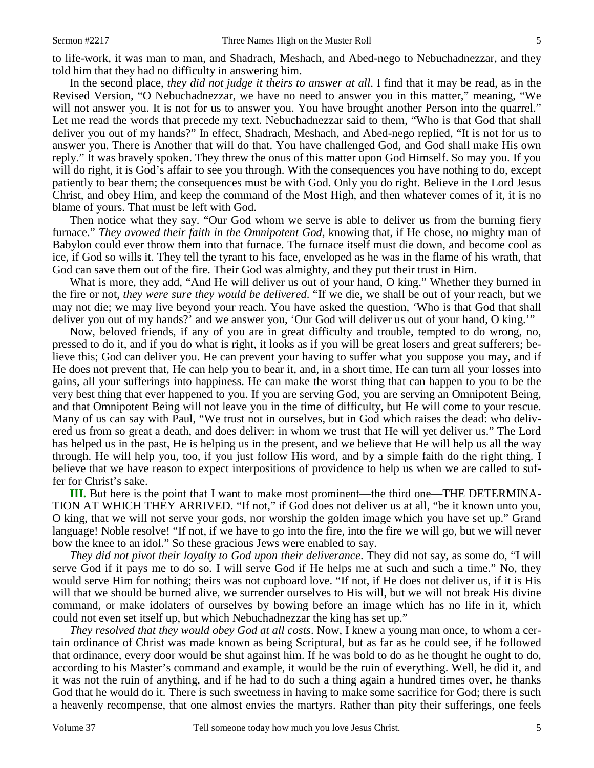to life-work, it was man to man, and Shadrach, Meshach, and Abed-nego to Nebuchadnezzar, and they told him that they had no difficulty in answering him.

In the second place, *they did not judge it theirs to answer at all*. I find that it may be read, as in the Revised Version, "O Nebuchadnezzar, we have no need to answer you in this matter," meaning, "We will not answer you. It is not for us to answer you. You have brought another Person into the quarrel." Let me read the words that precede my text. Nebuchadnezzar said to them, "Who is that God that shall deliver you out of my hands?" In effect, Shadrach, Meshach, and Abed-nego replied, "It is not for us to answer you. There is Another that will do that. You have challenged God, and God shall make His own reply." It was bravely spoken. They threw the onus of this matter upon God Himself. So may you. If you will do right, it is God's affair to see you through. With the consequences you have nothing to do, except patiently to bear them; the consequences must be with God. Only you do right. Believe in the Lord Jesus Christ, and obey Him, and keep the command of the Most High, and then whatever comes of it, it is no blame of yours. That must be left with God.

Then notice what they say. "Our God whom we serve is able to deliver us from the burning fiery furnace." *They avowed their faith in the Omnipotent God,* knowing that, if He chose, no mighty man of Babylon could ever throw them into that furnace. The furnace itself must die down, and become cool as ice, if God so wills it. They tell the tyrant to his face, enveloped as he was in the flame of his wrath, that God can save them out of the fire. Their God was almighty, and they put their trust in Him.

What is more, they add, "And He will deliver us out of your hand, O king." Whether they burned in the fire or not, *they were sure they would be delivered*. "If we die, we shall be out of your reach, but we may not die; we may live beyond your reach. You have asked the question, 'Who is that God that shall deliver you out of my hands?' and we answer you, 'Our God will deliver us out of your hand, O king.'"

Now, beloved friends, if any of you are in great difficulty and trouble, tempted to do wrong, no, pressed to do it, and if you do what is right, it looks as if you will be great losers and great sufferers; believe this; God can deliver you. He can prevent your having to suffer what you suppose you may, and if He does not prevent that, He can help you to bear it, and, in a short time, He can turn all your losses into gains, all your sufferings into happiness. He can make the worst thing that can happen to you to be the very best thing that ever happened to you. If you are serving God, you are serving an Omnipotent Being, and that Omnipotent Being will not leave you in the time of difficulty, but He will come to your rescue. Many of us can say with Paul, "We trust not in ourselves, but in God which raises the dead: who delivered us from so great a death, and does deliver: in whom we trust that He will yet deliver us." The Lord has helped us in the past, He is helping us in the present, and we believe that He will help us all the way through. He will help you, too, if you just follow His word, and by a simple faith do the right thing. I believe that we have reason to expect interpositions of providence to help us when we are called to suffer for Christ's sake.

**III.** But here is the point that I want to make most prominent—the third one—THE DETERMINATION AT WHICH THEY ARRIVED. "If not," if God does not deliver us at all, "be it known unto you, O king, that we will not serve your gods, nor worship the golden image which you have set up." Grand language! Noble resolve! "If not, if we have to go into the fire, into the fire we will go, but we will never bow the knee to an idol." So these gracious Jews were enabled to say.

*They did not pivot their loyalty to God upon their deliverance*. They did not say, as some do, "I will serve God if it pays me to do so. I will serve God if He helps me at such and such a time." No, they would serve Him for nothing; theirs was not cupboard love. "If not, if He does not deliver us, if it is His will that we should be burned alive, we surrender ourselves to His will, but we will not break His divine command, or make idolaters of ourselves by bowing before an image which has no life in it, which could not even set itself up, but which Nebuchadnezzar the king has set up."

*They resolved that they would obey God at all costs*. Now, I knew a young man once, to whom a certain ordinance of Christ was made known as being Scriptural, but as far as he could see, if he followed that ordinance, every door would be shut against him. If he was bold to do as he thought he ought to do, according to his Master's command and example, it would be the ruin of everything. Well, he did it, and it was not the ruin of anything, and if he had to do such a thing again a hundred times over, he thanks God that he would do it. There is such sweetness in having to make some sacrifice for God; there is such a heavenly recompense, that one almost envies the martyrs. Rather than pity their sufferings, one feels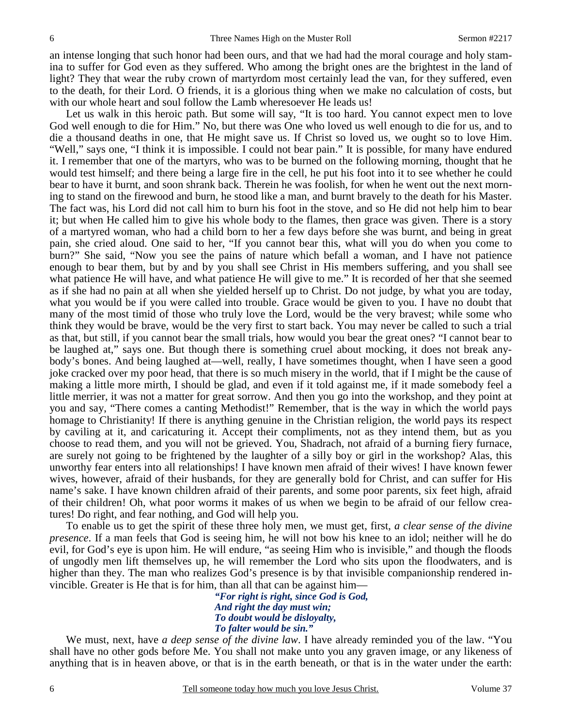an intense longing that such honor had been ours, and that we had had the moral courage and holy stamina to suffer for God even as they suffered. Who among the bright ones are the brightest in the land of light? They that wear the ruby crown of martyrdom most certainly lead the van, for they suffered, even to the death, for their Lord. O friends, it is a glorious thing when we make no calculation of costs, but with our whole heart and soul follow the Lamb wheresoever He leads us!

Let us walk in this heroic path. But some will say, "It is too hard. You cannot expect men to love God well enough to die for Him." No, but there was One who loved us well enough to die for us, and to die a thousand deaths in one, that He might save us. If Christ so loved us, we ought so to love Him. "Well," says one, "I think it is impossible. I could not bear pain." It is possible, for many have endured it. I remember that one of the martyrs, who was to be burned on the following morning, thought that he would test himself; and there being a large fire in the cell, he put his foot into it to see whether he could bear to have it burnt, and soon shrank back. Therein he was foolish, for when he went out the next morning to stand on the firewood and burn, he stood like a man, and burnt bravely to the death for his Master. The fact was, his Lord did not call him to burn his foot in the stove, and so He did not help him to bear it; but when He called him to give his whole body to the flames, then grace was given. There is a story of a martyred woman, who had a child born to her a few days before she was burnt, and being in great pain, she cried aloud. One said to her, "If you cannot bear this, what will you do when you come to burn?" She said, "Now you see the pains of nature which befall a woman, and I have not patience enough to bear them, but by and by you shall see Christ in His members suffering, and you shall see what patience He will have, and what patience He will give to me." It is recorded of her that she seemed as if she had no pain at all when she yielded herself up to Christ. Do not judge, by what you are today, what you would be if you were called into trouble. Grace would be given to you. I have no doubt that many of the most timid of those who truly love the Lord, would be the very bravest; while some who think they would be brave, would be the very first to start back. You may never be called to such a trial as that, but still, if you cannot bear the small trials, how would you bear the great ones? "I cannot bear to be laughed at," says one. But though there is something cruel about mocking, it does not break anybody's bones. And being laughed at—well, really, I have sometimes thought, when I have seen a good joke cracked over my poor head, that there is so much misery in the world, that if I might be the cause of making a little more mirth, I should be glad, and even if it told against me, if it made somebody feel a little merrier, it was not a matter for great sorrow. And then you go into the workshop, and they point at you and say, "There comes a canting Methodist!" Remember, that is the way in which the world pays homage to Christianity! If there is anything genuine in the Christian religion, the world pays its respect by caviling at it, and caricaturing it. Accept their compliments, not as they intend them, but as you choose to read them, and you will not be grieved. You, Shadrach, not afraid of a burning fiery furnace, are surely not going to be frightened by the laughter of a silly boy or girl in the workshop? Alas, this unworthy fear enters into all relationships! I have known men afraid of their wives! I have known fewer wives, however, afraid of their husbands, for they are generally bold for Christ, and can suffer for His name's sake. I have known children afraid of their parents, and some poor parents, six feet high, afraid of their children! Oh, what poor worms it makes of us when we begin to be afraid of our fellow creatures! Do right, and fear nothing, and God will help you.

To enable us to get the spirit of these three holy men, we must get, first, *a clear sense of the divine presence*. If a man feels that God is seeing him, he will not bow his knee to an idol; neither will he do evil, for God's eye is upon him. He will endure, "as seeing Him who is invisible," and though the floods of ungodly men lift themselves up, he will remember the Lord who sits upon the floodwaters, and is higher than they. The man who realizes God's presence is by that invisible companionship rendered invincible. Greater is He that is for him, than all that can be against him—

> ***"For right is right, since God is God,***
> ***And right the day must win;***
> ***To doubt would be disloyalty,***
> ***To falter would be sin."***

We must, next, have *a deep sense of the divine law*. I have already reminded you of the law. "You shall have no other gods before Me. You shall not make unto you any graven image, or any likeness of anything that is in heaven above, or that is in the earth beneath, or that is in the water under the earth: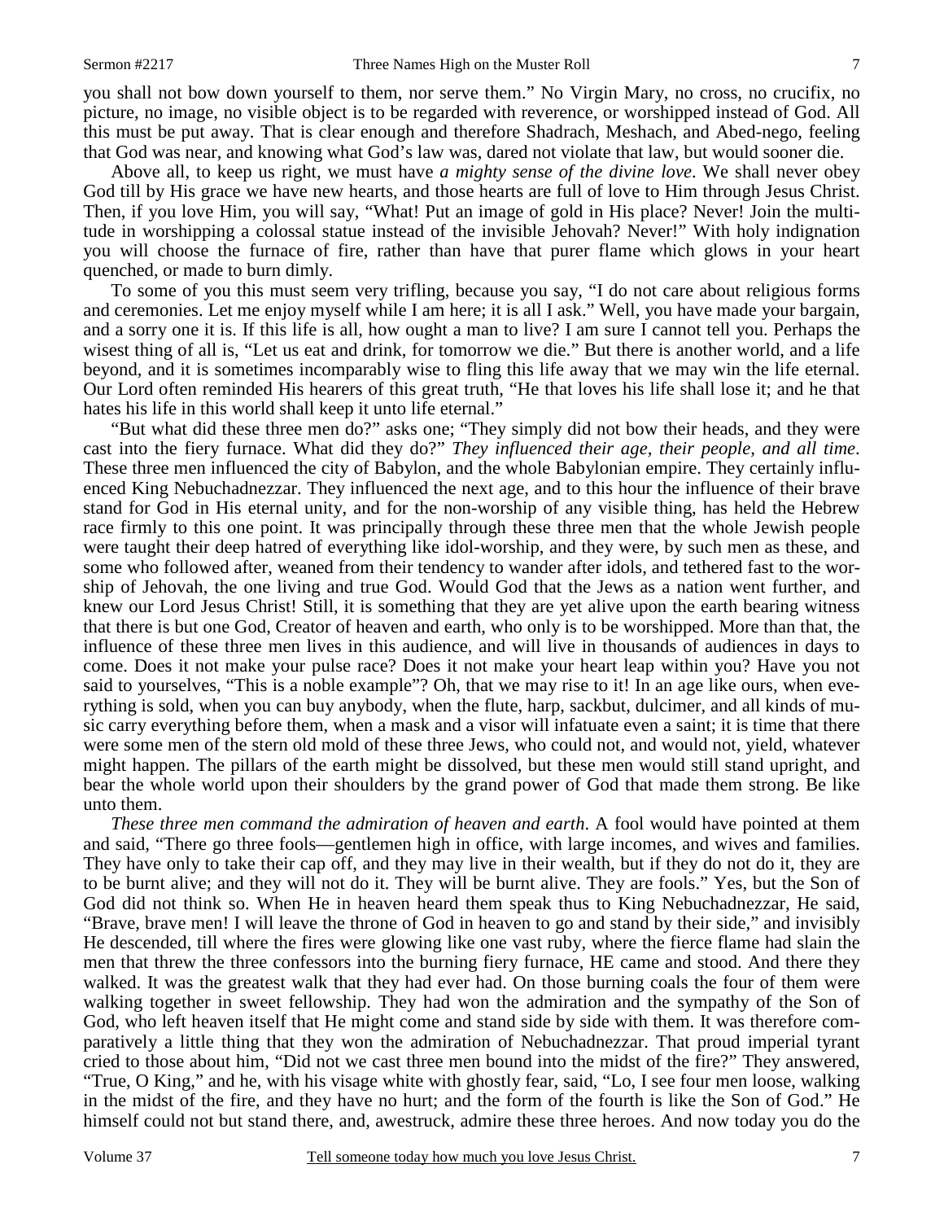you shall not bow down yourself to them, nor serve them." No Virgin Mary, no cross, no crucifix, no picture, no image, no visible object is to be regarded with reverence, or worshipped instead of God. All this must be put away. That is clear enough and therefore Shadrach, Meshach, and Abed-nego, feeling that God was near, and knowing what God's law was, dared not violate that law, but would sooner die.

Above all, to keep us right, we must have *a mighty sense of the divine love*. We shall never obey God till by His grace we have new hearts, and those hearts are full of love to Him through Jesus Christ. Then, if you love Him, you will say, "What! Put an image of gold in His place? Never! Join the multitude in worshipping a colossal statue instead of the invisible Jehovah? Never!" With holy indignation you will choose the furnace of fire, rather than have that purer flame which glows in your heart quenched, or made to burn dimly.

To some of you this must seem very trifling, because you say, "I do not care about religious forms and ceremonies. Let me enjoy myself while I am here; it is all I ask." Well, you have made your bargain, and a sorry one it is. If this life is all, how ought a man to live? I am sure I cannot tell you. Perhaps the wisest thing of all is, "Let us eat and drink, for tomorrow we die." But there is another world, and a life beyond, and it is sometimes incomparably wise to fling this life away that we may win the life eternal. Our Lord often reminded His hearers of this great truth, "He that loves his life shall lose it; and he that hates his life in this world shall keep it unto life eternal."

"But what did these three men do?" asks one; "They simply did not bow their heads, and they were cast into the fiery furnace. What did they do?" *They influenced their age, their people, and all time*. These three men influenced the city of Babylon, and the whole Babylonian empire. They certainly influenced King Nebuchadnezzar. They influenced the next age, and to this hour the influence of their brave stand for God in His eternal unity, and for the non-worship of any visible thing, has held the Hebrew race firmly to this one point. It was principally through these three men that the whole Jewish people were taught their deep hatred of everything like idol-worship, and they were, by such men as these, and some who followed after, weaned from their tendency to wander after idols, and tethered fast to the worship of Jehovah, the one living and true God. Would God that the Jews as a nation went further, and knew our Lord Jesus Christ! Still, it is something that they are yet alive upon the earth bearing witness that there is but one God, Creator of heaven and earth, who only is to be worshipped. More than that, the influence of these three men lives in this audience, and will live in thousands of audiences in days to come. Does it not make your pulse race? Does it not make your heart leap within you? Have you not said to yourselves, "This is a noble example"? Oh, that we may rise to it! In an age like ours, when everything is sold, when you can buy anybody, when the flute, harp, sackbut, dulcimer, and all kinds of music carry everything before them, when a mask and a visor will infatuate even a saint; it is time that there were some men of the stern old mold of these three Jews, who could not, and would not, yield, whatever might happen. The pillars of the earth might be dissolved, but these men would still stand upright, and bear the whole world upon their shoulders by the grand power of God that made them strong. Be like unto them.

*These three men command the admiration of heaven and earth*. A fool would have pointed at them and said, "There go three fools—gentlemen high in office, with large incomes, and wives and families. They have only to take their cap off, and they may live in their wealth, but if they do not do it, they are to be burnt alive; and they will not do it. They will be burnt alive. They are fools." Yes, but the Son of God did not think so. When He in heaven heard them speak thus to King Nebuchadnezzar, He said, "Brave, brave men! I will leave the throne of God in heaven to go and stand by their side," and invisibly He descended, till where the fires were glowing like one vast ruby, where the fierce flame had slain the men that threw the three confessors into the burning fiery furnace, HE came and stood. And there they walked. It was the greatest walk that they had ever had. On those burning coals the four of them were walking together in sweet fellowship. They had won the admiration and the sympathy of the Son of God, who left heaven itself that He might come and stand side by side with them. It was therefore comparatively a little thing that they won the admiration of Nebuchadnezzar. That proud imperial tyrant cried to those about him, "Did not we cast three men bound into the midst of the fire?" They answered, "True, O King," and he, with his visage white with ghostly fear, said, "Lo, I see four men loose, walking in the midst of the fire, and they have no hurt; and the form of the fourth is like the Son of God." He himself could not but stand there, and, awestruck, admire these three heroes. And now today you do the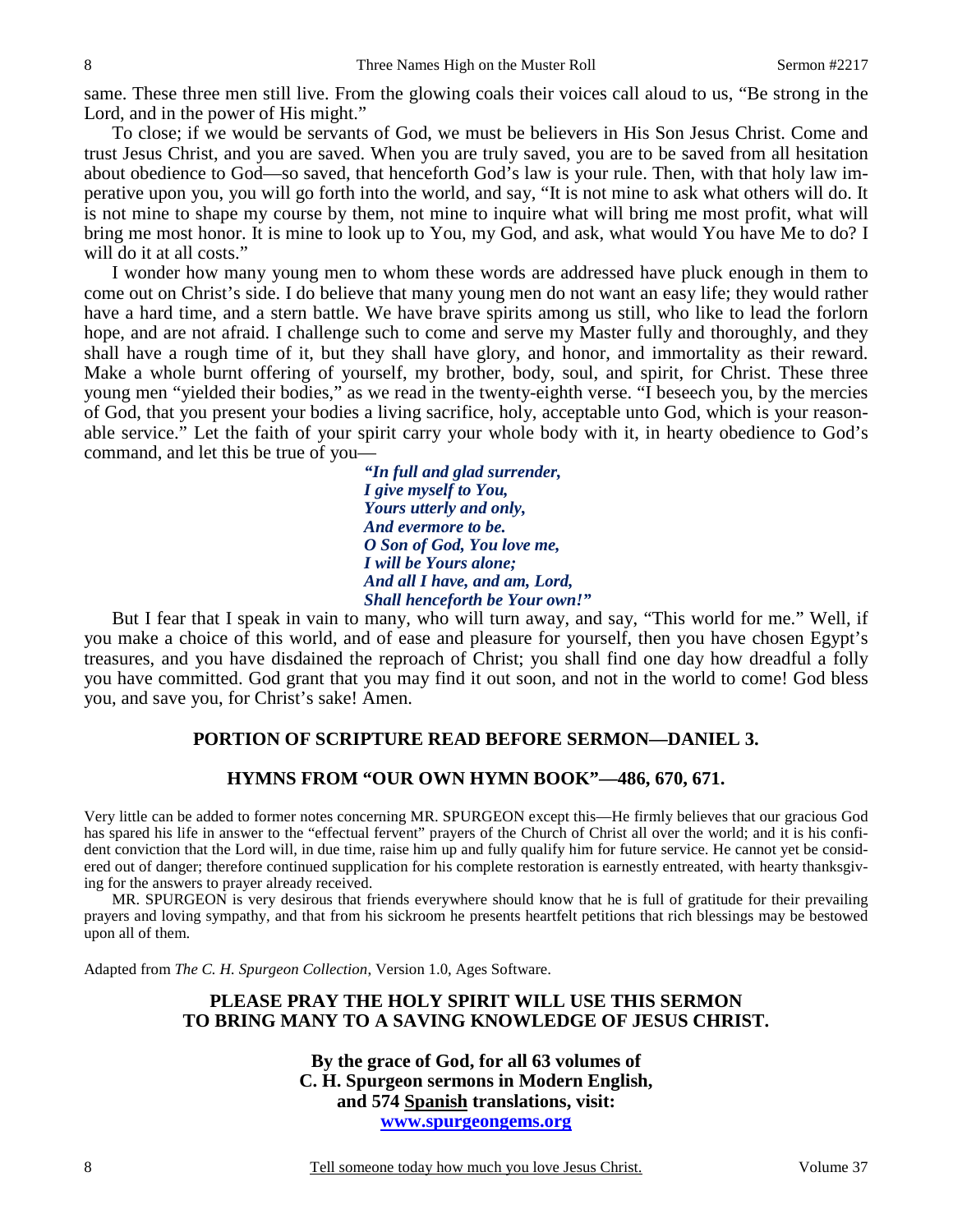same. These three men still live. From the glowing coals their voices call aloud to us, "Be strong in the Lord, and in the power of His might."

To close; if we would be servants of God, we must be believers in His Son Jesus Christ. Come and trust Jesus Christ, and you are saved. When you are truly saved, you are to be saved from all hesitation about obedience to God—so saved, that henceforth God's law is your rule. Then, with that holy law imperative upon you, you will go forth into the world, and say, "It is not mine to ask what others will do. It is not mine to shape my course by them, not mine to inquire what will bring me most profit, what will bring me most honor. It is mine to look up to You, my God, and ask, what would You have Me to do? I will do it at all costs."

I wonder how many young men to whom these words are addressed have pluck enough in them to come out on Christ's side. I do believe that many young men do not want an easy life; they would rather have a hard time, and a stern battle. We have brave spirits among us still, who like to lead the forlorn hope, and are not afraid. I challenge such to come and serve my Master fully and thoroughly, and they shall have a rough time of it, but they shall have glory, and honor, and immortality as their reward. Make a whole burnt offering of yourself, my brother, body, soul, and spirit, for Christ. These three young men "yielded their bodies," as we read in the twenty-eighth verse. "I beseech you, by the mercies of God, that you present your bodies a living sacrifice, holy, acceptable unto God, which is your reasonable service." Let the faith of your spirit carry your whole body with it, in hearty obedience to God's command, and let this be true of you—

> ***"In full and glad surrender,***
> ***I give myself to You,***
> ***Yours utterly and only,***
> ***And evermore to be.***
> ***O Son of God, You love me,***
> ***I will be Yours alone;***
> ***And all I have, and am, Lord,***
> ***Shall henceforth be Your own!"***

But I fear that I speak in vain to many, who will turn away, and say, "This world for me." Well, if you make a choice of this world, and of ease and pleasure for yourself, then you have chosen Egypt's treasures, and you have disdained the reproach of Christ; you shall find one day how dreadful a folly you have committed. God grant that you may find it out soon, and not in the world to come! God bless you, and save you, for Christ's sake! Amen.

**PORTION OF SCRIPTURE READ BEFORE SERMON—DANIEL 3.**

**HYMNS FROM "OUR OWN HYMN BOOK"—486, 670, 671.**

Very little can be added to former notes concerning MR. SPURGEON except this—He firmly believes that our gracious God has spared his life in answer to the "effectual fervent" prayers of the Church of Christ all over the world; and it is his confident conviction that the Lord will, in due time, raise him up and fully qualify him for future service. He cannot yet be considered out of danger; therefore continued supplication for his complete restoration is earnestly entreated, with hearty thanksgiving for the answers to prayer already received.

MR. SPURGEON is very desirous that friends everywhere should know that he is full of gratitude for their prevailing prayers and loving sympathy, and that from his sickroom he presents heartfelt petitions that rich blessings may be bestowed upon all of them.

Adapted from *The C. H. Spurgeon Collection*, Version 1.0, Ages Software.

**PLEASE PRAY THE HOLY SPIRIT WILL USE THIS SERMON TO BRING MANY TO A SAVING KNOWLEDGE OF JESUS CHRIST.**

**By the grace of God, for all 63 volumes of C. H. Spurgeon sermons in Modern English, and 574 Spanish translations, visit: www.spurgeongems.org**

Tell someone today how much you love Jesus Christ.